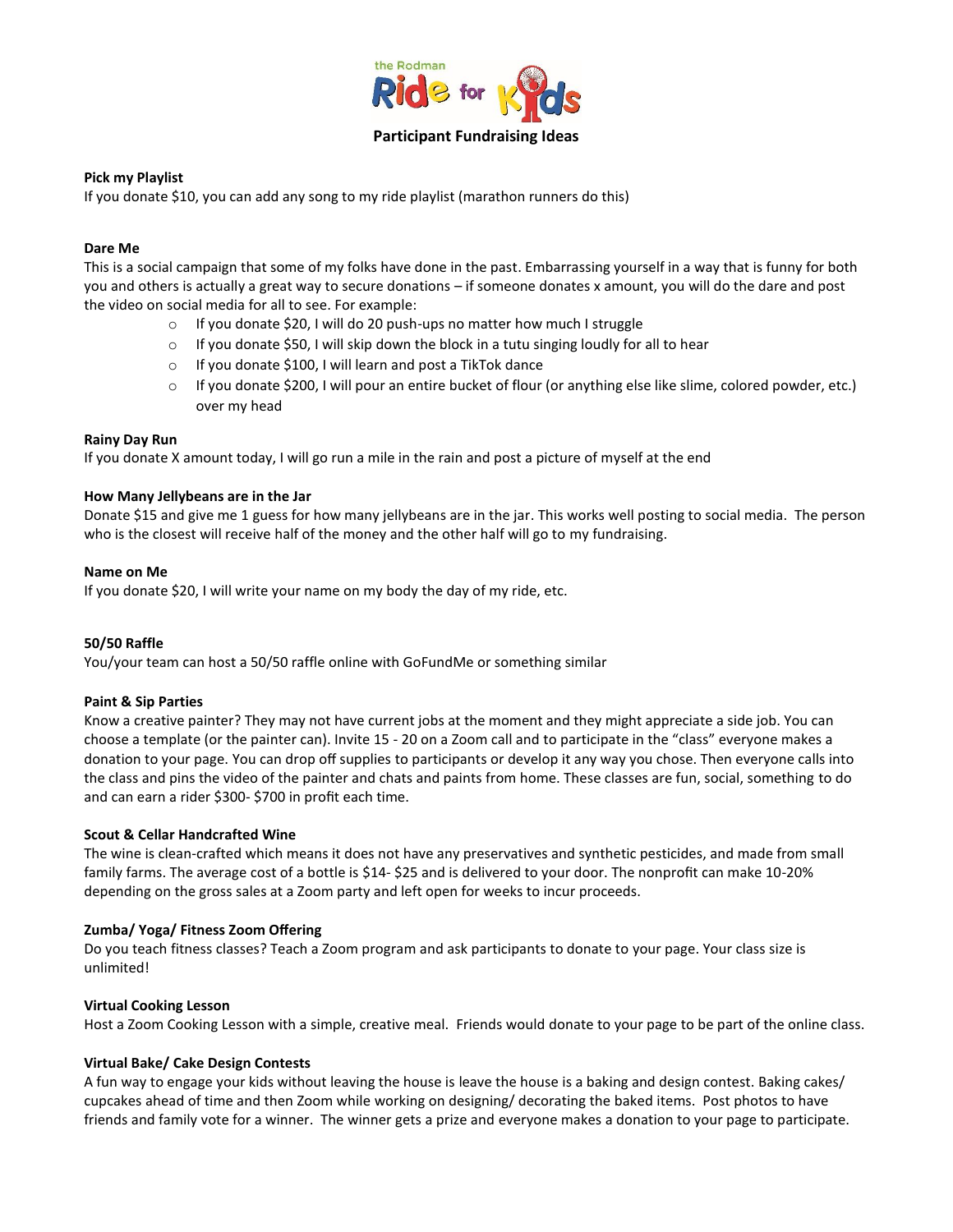the Rodman Ride for Kids

# Participant Fundraising Ideas

**Pick my Playlist**
If you donate $10, you can add any song to my ride playlist (marathon runners do this)

**Dare Me**
This is a social campaign that some of my folks have done in the past. Embarrassing yourself in a way that is funny for both you and others is actually a great way to secure donations – if someone donates x amount, you will do the dare and post the video on social media for all to see. For example:

- If you donate $20, I will do 20 push-ups no matter how much I struggle
- If you donate $50, I will skip down the block in a tutu singing loudly for all to hear
- If you donate $100, I will learn and post a TikTok dance
- If you donate $200, I will pour an entire bucket of flour (or anything else like slime, colored powder, etc.) over my head

**Rainy Day Run**
If you donate X amount today, I will go run a mile in the rain and post a picture of myself at the end

**How Many Jellybeans are in the Jar**
Donate $15 and give me 1 guess for how many jellybeans are in the jar. This works well posting to social media. The person who is the closest will receive half of the money and the other half will go to my fundraising.

**Name on Me**
If you donate $20, I will write your name on my body the day of my ride, etc.

**50/50 Raffle**
You/your team can host a 50/50 raffle online with GoFundMe or something similar

**Paint & Sip Parties**
Know a creative painter? They may not have current jobs at the moment and they might appreciate a side job. You can choose a template (or the painter can). Invite 15 - 20 on a Zoom call and to participate in the "class" everyone makes a donation to your page. You can drop off supplies to participants or develop it any way you chose. Then everyone calls into the class and pins the video of the painter and chats and paints from home. These classes are fun, social, something to do and can earn a rider $300- $700 in profit each time.

**Scout & Cellar Handcrafted Wine**
The wine is clean-crafted which means it does not have any preservatives and synthetic pesticides, and made from small family farms. The average cost of a bottle is $14- $25 and is delivered to your door. The nonprofit can make 10-20% depending on the gross sales at a Zoom party and left open for weeks to incur proceeds.

**Zumba/ Yoga/ Fitness Zoom Offering**
Do you teach fitness classes? Teach a Zoom program and ask participants to donate to your page. Your class size is unlimited!

**Virtual Cooking Lesson**
Host a Zoom Cooking Lesson with a simple, creative meal. Friends would donate to your page to be part of the online class.

**Virtual Bake/ Cake Design Contests**
A fun way to engage your kids without leaving the house is leave the house is a baking and design contest. Baking cakes/ cupcakes ahead of time and then Zoom while working on designing/ decorating the baked items. Post photos to have friends and family vote for a winner. The winner gets a prize and everyone makes a donation to your page to participate.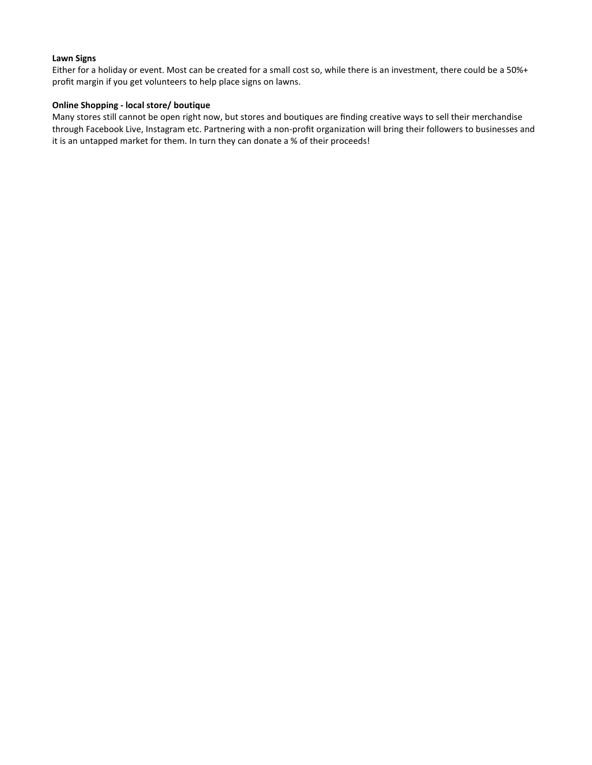**Lawn Signs**
Either for a holiday or event. Most can be created for a small cost so, while there is an investment, there could be a 50%+ profit margin if you get volunteers to help place signs on lawns.

**Online Shopping - local store/ boutique**
Many stores still cannot be open right now, but stores and boutiques are finding creative ways to sell their merchandise through Facebook Live, Instagram etc. Partnering with a non-profit organization will bring their followers to businesses and it is an untapped market for them. In turn they can donate a % of their proceeds!